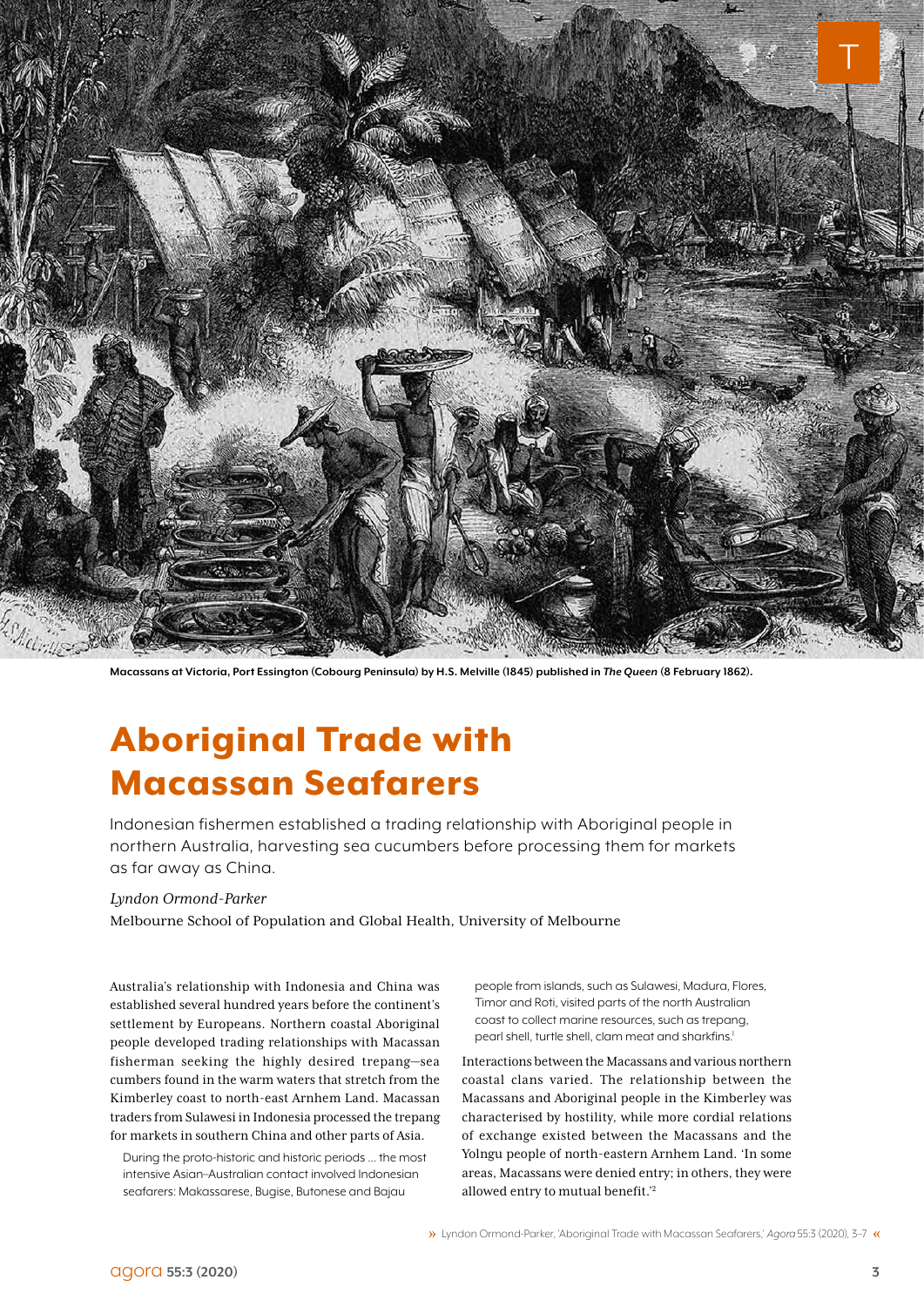Macassans at Victoria, Port Essington (Cobourg Peninsula) by H.S. Melville (1845) published in *The Queen* (8 February 1862).

# Aboriginal Trade with Macassan Seafarers

Indonesian fishermen established a trading relationship with Aboriginal people in northern Australia, harvesting sea cucumbers before processing them for markets as far away as China.

*Lyndon Ormond-Parker*

Melbourne School of Population and Global Health, University of Melbourne

Australia's relationship with Indonesia and China was established several hundred years before the continent's settlement by Europeans. Northern coastal Aboriginal people developed trading relationships with Macassan fisherman seeking the highly desired trepang—sea cucumbers found in the warm waters that stretch from the Kimberley coast to north-east Arnhem Land. Macassan traders from Sulawesi in Indonesia processed the trepang for markets in southern China and other parts of Asia.

> During the proto-historic and historic periods ... the most intensive Asian–Australian contact involved Indonesian seafarers: Makassarese, Bugise, Butonese and Bajau people from islands, such as Sulawesi, Madura, Flores, Timor and Roti, visited parts of the north Australian coast to collect marine resources, such as trepang, pearl shell, turtle shell, clam meat and sharkfins.[1]

Interactions between the Macassans and various northern coastal clans varied. The relationship between the Macassans and Aboriginal people in the Kimberley was characterised by hostility, while more cordial relations of exchange existed between the Macassans and the Yolngu people of north-eastern Arnhem Land. 'In some areas, Macassans were denied entry; in others, they were allowed entry to mutual benefit.'[2]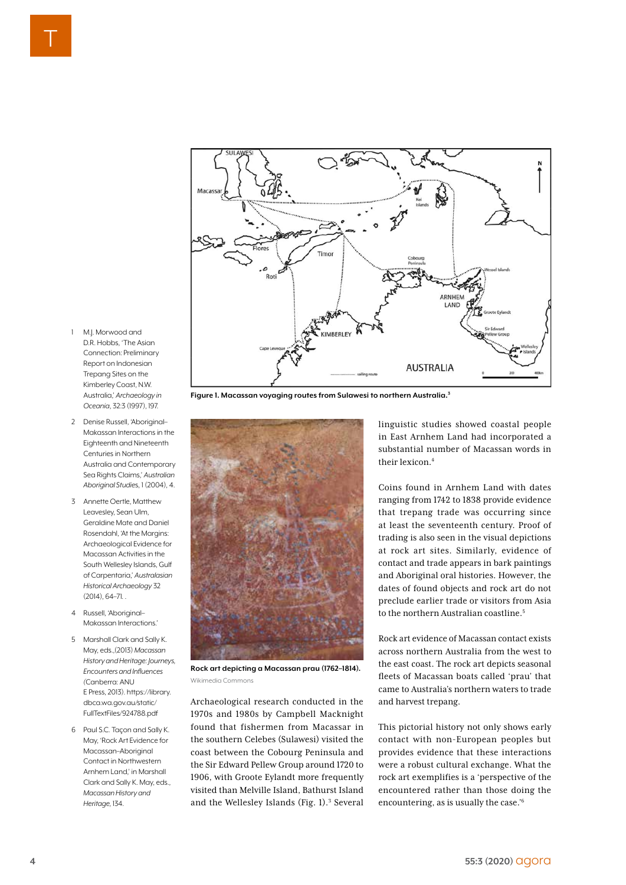Figure 1. Macassan voyaging routes from Sulawesi to northern Australia.[3]

Rock art depicting a Macassan prau (1762–1814).
Wikimedia Commons

Archaeological research conducted in the 1970s and 1980s by Campbell Macknight found that fishermen from Macassar in the southern Celebes (Sulawesi) visited the coast between the Cobourg Peninsula and the Sir Edward Pellew Group around 1720 to 1906, with Groote Eylandt more frequently visited than Melville Island, Bathurst Island and the Wellesley Islands (Fig. 1).[3] Several linguistic studies showed coastal people in East Arnhem Land had incorporated a substantial number of Macassan words in their lexicon.[4]

Coins found in Arnhem Land with dates ranging from 1742 to 1838 provide evidence that trepang trade was occurring since at least the seventeenth century. Proof of trading is also seen in the visual depictions at rock art sites. Similarly, evidence of contact and trade appears in bark paintings and Aboriginal oral histories. However, the dates of found objects and rock art do not preclude earlier trade or visitors from Asia to the northern Australian coastline.[5]

Rock art evidence of Macassan contact exists across northern Australia from the west to the east coast. The rock art depicts seasonal fleets of Macassan boats called 'prau' that came to Australia's northern waters to trade and harvest trepang.

This pictorial history not only shows early contact with non-European peoples but provides evidence that these interactions were a robust cultural exchange. What the rock art exemplifies is a 'perspective of the encountered rather than those doing the encountering, as is usually the case.'[6]

---

1. M.J. Morwood and D.R. Hobbs, 'The Asian Connection: Preliminary Report on Indonesian Trepang Sites on the Kimberley Coast, N.W. Australia,' *Archaeology in Oceania*, 32:3 (1997), 197.
2. Denise Russell, 'Aboriginal–Makassan Interactions in the Eighteenth and Nineteenth Centuries in Northern Australia and Contemporary Sea Rights Claims,' *Australian Aboriginal Studies*, 1 (2004), 4.
3. Annette Oertle, Matthew Leavesley, Sean Ulm, Geraldine Mate and Daniel Rosendahl, 'At the Margins: Archaeological Evidence for Macassan Activities in the South Wellesley Islands, Gulf of Carpentaria,' *Australasian Historical Archaeology* 32 (2014), 64–71. .
4. Russell, 'Aboriginal–Makassan Interactions.'
5. Marshall Clark and Sally K. May, eds.,(2013) *Macassan History and Heritage: Journeys, Encounters and Influences* (Canberra: ANU E Press, 2013). https://library.dbca.wa.gov.au/static/FullTextFiles/924788.pdf
6. Paul S.C. Taçon and Sally K. May, 'Rock Art Evidence for Macassan–Aboriginal Contact in Northwestern Arnhem Land,' in Marshall Clark and Sally K. May, eds., *Macassan History and Heritage*, 134.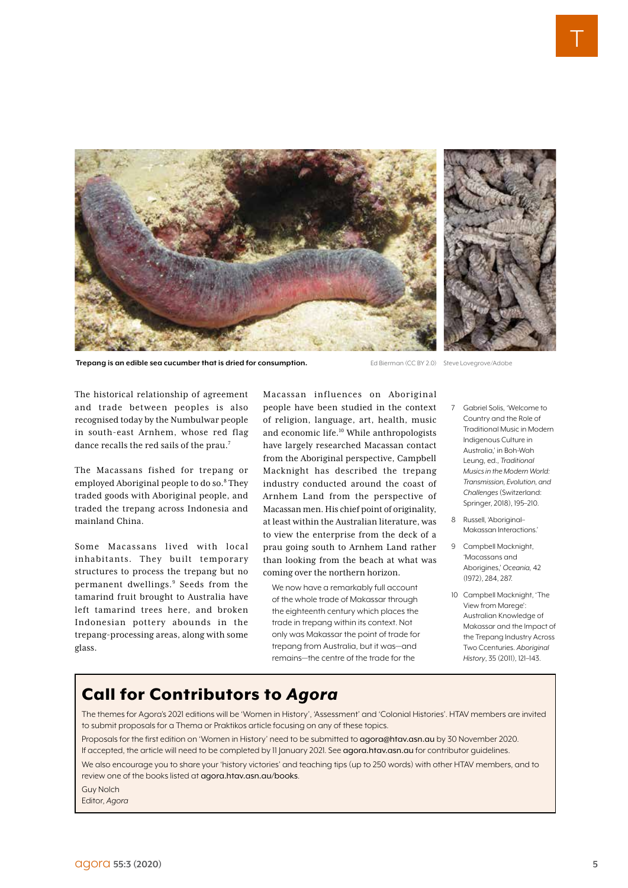**Trepang is an edible sea cucumber that is dried for consumption.**

Ed Bierman (CC BY 2.0) Steve Lovegrove/Adobe

The historical relationship of agreement and trade between peoples is also recognised today by the Numbulwar people in south-east Arnhem, whose red flag dance recalls the red sails of the prau.[7]

The Macassans fished for trepang or employed Aboriginal people to do so.[8] They traded goods with Aboriginal people, and traded the trepang across Indonesia and mainland China.

Some Macassans lived with local inhabitants. They built temporary structures to process the trepang but no permanent dwellings.[9] Seeds from the tamarind fruit brought to Australia have left tamarind trees here, and broken Indonesian pottery abounds in the trepang-processing areas, along with some glass.

Macassan influences on Aboriginal people have been studied in the context of religion, language, art, health, music and economic life.[10] While anthropologists have largely researched Macassan contact from the Aboriginal perspective, Campbell Macknight has described the trepang industry conducted around the coast of Arnhem Land from the perspective of Macassan men. His chief point of originality, at least within the Australian literature, was to view the enterprise from the deck of a prau going south to Arnhem Land rather than looking from the beach at what was coming over the northern horizon.

> We now have a remarkably full account of the whole trade of Makassar through the eighteenth century which places the trade in trepang within its context. Not only was Makassar the point of trade for trepang from Australia, but it was—and remains—the centre of the trade for the

7 Gabriel Solis, 'Welcome to Country and the Role of Traditional Music in Modern Indigenous Culture in Australia,' in Boh-Wah Leung, ed., *Traditional Musics in the Modern World: Transmission, Evolution, and Challenges* (Switzerland: Springer, 2018), 195–210.

8 Russell, 'Aboriginal–Makassan Interactions.'

9 Campbell Macknight, 'Macassans and Aborigines,' *Oceania,* 42 (1972), 284, 287.

10 Campbell Macknight, 'The View from Marege': Australian Knowledge of Makassar and the Impact of the Trepang Industry Across Two Ccenturies. *Aboriginal History*, 35 (2011), 121–143.

## Call for Contributors to *Agora*

The themes for Agora's 2021 editions will be 'Women in History', 'Assessment' and 'Colonial Histories'. HTAV members are invited to submit proposals for a Thema or Praktikos article focusing on any of these topics.

Proposals for the first edition on 'Women in History' need to be submitted to agora@htav.asn.au by 30 November 2020. If accepted, the article will need to be completed by 11 January 2021. See agora.htav.asn.au for contributor guidelines.

We also encourage you to share your 'history victories' and teaching tips (up to 250 words) with other HTAV members, and to review one of the books listed at agora.htav.asn.au/books.

Guy Nolch
Editor, *Agora*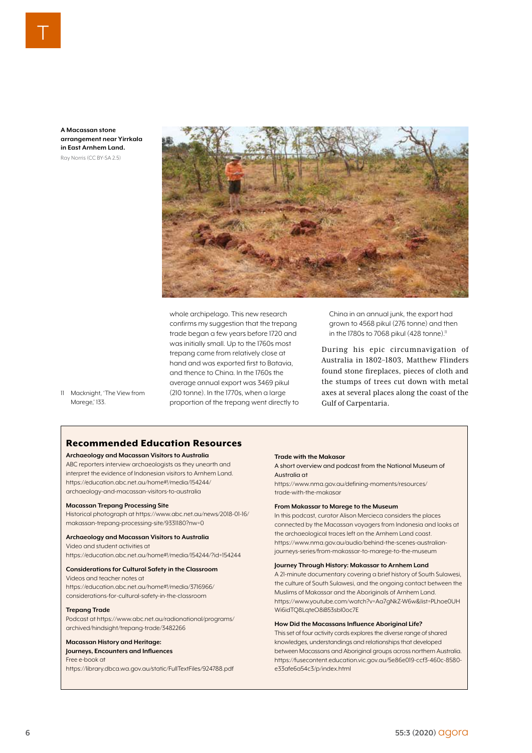**A Macassan stone arrangement near Yirrkala in East Arnhem Land.**
Ray Norris (CC BY-SA 2.5)

whole archipelago. This new research confirms my suggestion that the trepang trade began a few years before 1720 and was initially small. Up to the 1760s most trepang came from relatively close at hand and was exported first to Batavia, and thence to China. In the 1760s the average annual export was 3469 pikul (210 tonne). In the 1770s, when a large proportion of the trepang went directly to China in an annual junk, the export had grown to 4568 pikul (276 tonne) and then in the 1780s to 7068 pikul (428 tonne).[11]

During his epic circumnavigation of Australia in 1802–1803, Matthew Flinders found stone fireplaces, pieces of cloth and the stumps of trees cut down with metal axes at several places along the coast of the Gulf of Carpentaria.

11 Macknight, 'The View from Marege,' 133.

## Recommended Education Resources

**Archaeology and Macassan Visitors to Australia**
ABC reporters interview archaeologists as they unearth and interpret the evidence of Indonesian visitors to Arnhem Land. https://education.abc.net.au/home#!/media/154244/archaeology-and-macassan-visitors-to-australia

**Macassan Trepang Processing Site**
Historical photograph at https://www.abc.net.au/news/2018-01-16/makassan-trepang-processing-site/9331180?nw=0

**Archaeology and Macassan Visitors to Australia**
Video and student activities at
https://education.abc.net.au/home#!/media/154244/?id=154244

**Considerations for Cultural Safety in the Classroom**
Videos and teacher notes at
https://education.abc.net.au/home#!/media/3716966/considerations-for-cultural-safety-in-the-classroom

**Trepang Trade**
Podcast at https://www.abc.net.au/radionational/programs/archived/hindsight/trepang-trade/3482266

**Macassan History and Heritage: Journeys, Encounters and Influences**
Free e-book at
https://library.dbca.wa.gov.au/static/FullTextFiles/924788.pdf

**Trade with the Makasar**
A short overview and podcast from the National Museum of Australia at
https://www.nma.gov.au/defining-moments/resources/trade-with-the-makasar

**From Makassar to Marege to the Museum**
In this podcast, curator Alison Mercieca considers the places connected by the Macassan voyagers from Indonesia and looks at the archaeological traces left on the Arnhem Land coast. https://www.nma.gov.au/audio/behind-the-scenes-australian-journeys-series/from-makassar-to-marege-to-the-museum

**Journey Through History: Makassar to Arnhem Land**
A 21-minute documentary covering a brief history of South Sulawesi, the culture of South Sulawesi, and the ongoing contact between the Muslims of Makassar and the Aboriginals of Arnhem Land. https://www.youtube.com/watch?v=Aa7gNkZ-W6w&list=PLhoe0UHWi6idTQ8LqteO8iB53sbl0oc7E

**How Did the Macassans Influence Aboriginal Life?**
This set of four activity cards explores the diverse range of shared knowledges, understandings and relationships that developed between Macassans and Aboriginal groups across northern Australia. https://fusecontent.education.vic.gov.au/5e86e019-ccf3-460c-8580-e33afe6a54c3/p/index.html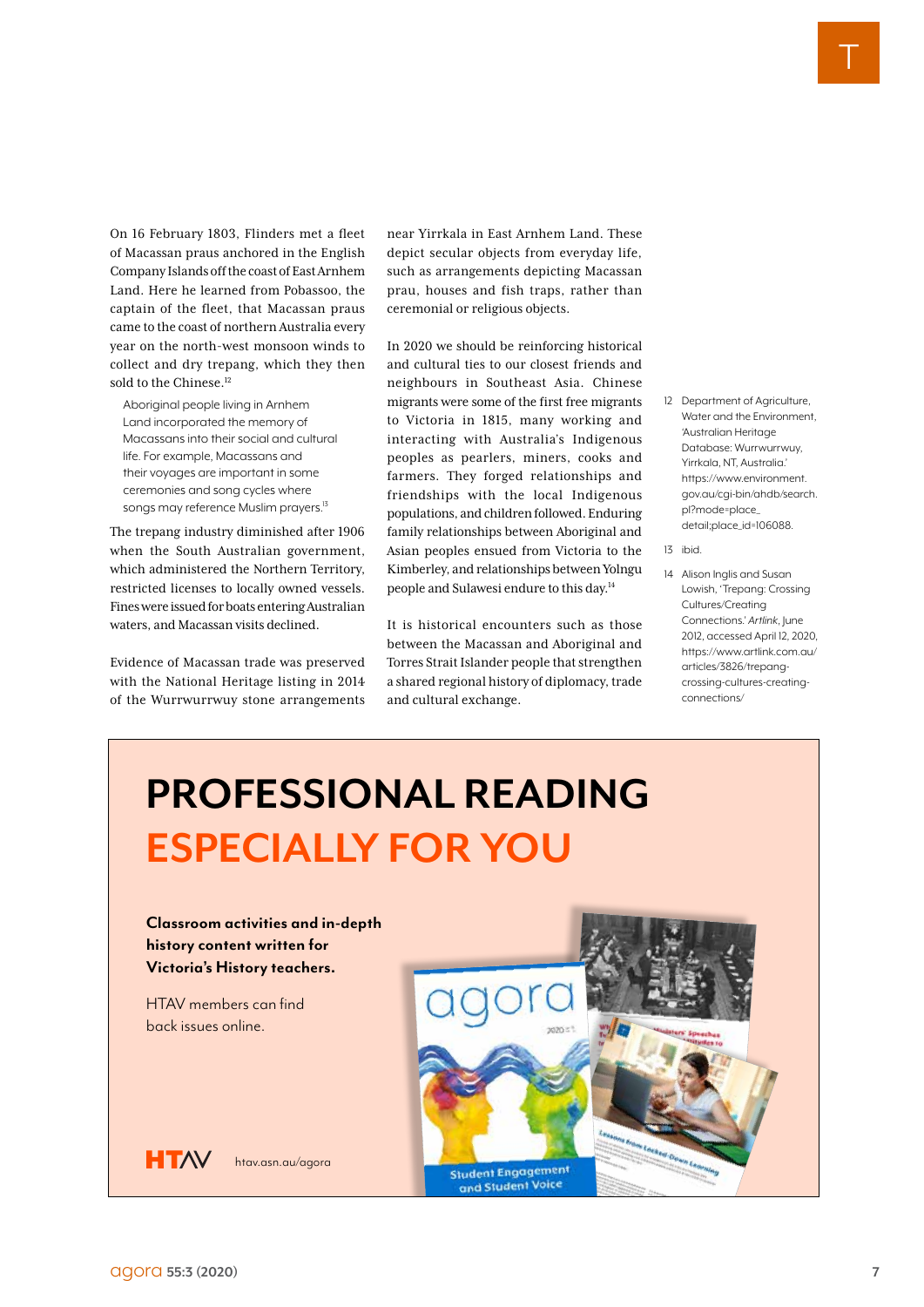On 16 February 1803, Flinders met a fleet of Macassan praus anchored in the English Company Islands off the coast of East Arnhem Land. Here he learned from Pobassoo, the captain of the fleet, that Macassan praus came to the coast of northern Australia every year on the north-west monsoon winds to collect and dry trepang, which they then sold to the Chinese.[12]

> Aboriginal people living in Arnhem Land incorporated the memory of Macassans into their social and cultural life. For example, Macassans and their voyages are important in some ceremonies and song cycles where songs may reference Muslim prayers.[13]

The trepang industry diminished after 1906 when the South Australian government, which administered the Northern Territory, restricted licenses to locally owned vessels. Fines were issued for boats entering Australian waters, and Macassan visits declined.

Evidence of Macassan trade was preserved with the National Heritage listing in 2014 of the Wurrwurrwuy stone arrangements near Yirrkala in East Arnhem Land. These depict secular objects from everyday life, such as arrangements depicting Macassan prau, houses and fish traps, rather than ceremonial or religious objects.

In 2020 we should be reinforcing historical and cultural ties to our closest friends and neighbours in Southeast Asia. Chinese migrants were some of the first free migrants to Victoria in 1815, many working and interacting with Australia's Indigenous peoples as pearlers, miners, cooks and farmers. They forged relationships and friendships with the local Indigenous populations, and children followed. Enduring family relationships between Aboriginal and Asian peoples ensued from Victoria to the Kimberley, and relationships between Yolngu people and Sulawesi endure to this day.[14]

It is historical encounters such as those between the Macassan and Aboriginal and Torres Strait Islander people that strengthen a shared regional history of diplomacy, trade and cultural exchange.

12 Department of Agriculture, Water and the Environment, 'Australian Heritage Database: Wurrwurrwuy, Yirrkala, NT, Australia.' https://www.environment.gov.au/cgi-bin/ahdb/search.pl?mode=place_detail;place_id=106088.

13 ibid.

14 Alison Inglis and Susan Lowish, 'Trepang: Crossing Cultures/Creating Connections.' *Artlink*, June 2012, accessed April 12, 2020, https://www.artlink.com.au/articles/3826/trepang-crossing-cultures-creating-connections/

# PROFESSIONAL READING ESPECIALLY FOR YOU

**Classroom activities and in-depth history content written for Victoria's History teachers.**

HTAV members can find back issues online.

HTAV htav.asn.au/agora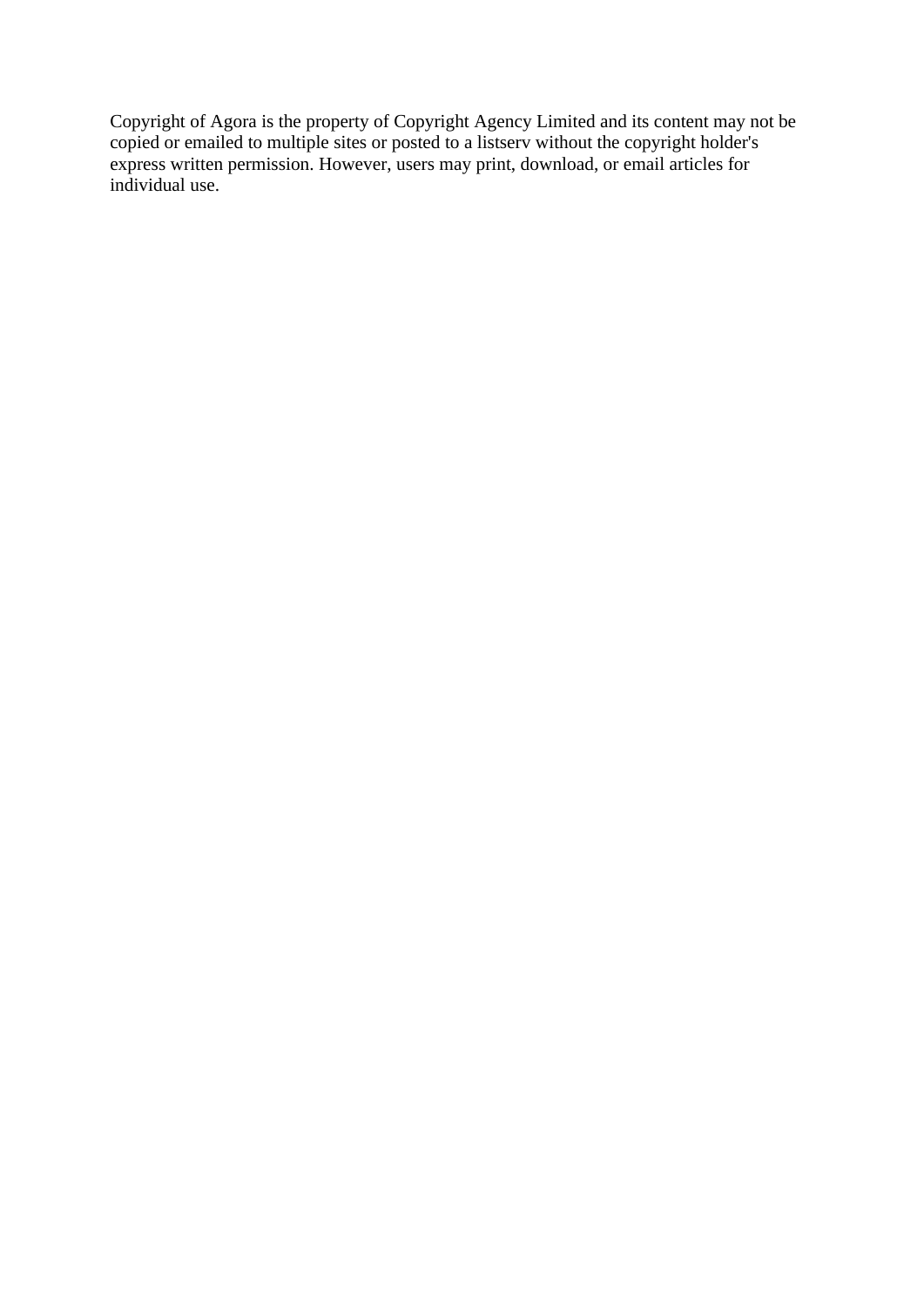Copyright of Agora is the property of Copyright Agency Limited and its content may not be copied or emailed to multiple sites or posted to a listserv without the copyright holder's express written permission. However, users may print, download, or email articles for individual use.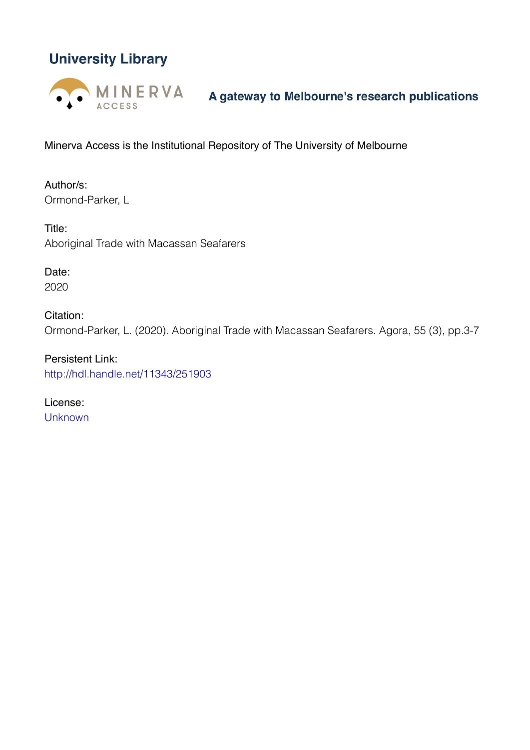**University Library**

MINERVA ACCESS

**A gateway to Melbourne's research publications**

Minerva Access is the Institutional Repository of The University of Melbourne

Author/s:
Ormond-Parker, L

Title:
Aboriginal Trade with Macassan Seafarers

Date:
2020

Citation:
Ormond-Parker, L. (2020). Aboriginal Trade with Macassan Seafarers. Agora, 55 (3), pp.3-7

Persistent Link:
http://hdl.handle.net/11343/251903

License:
Unknown